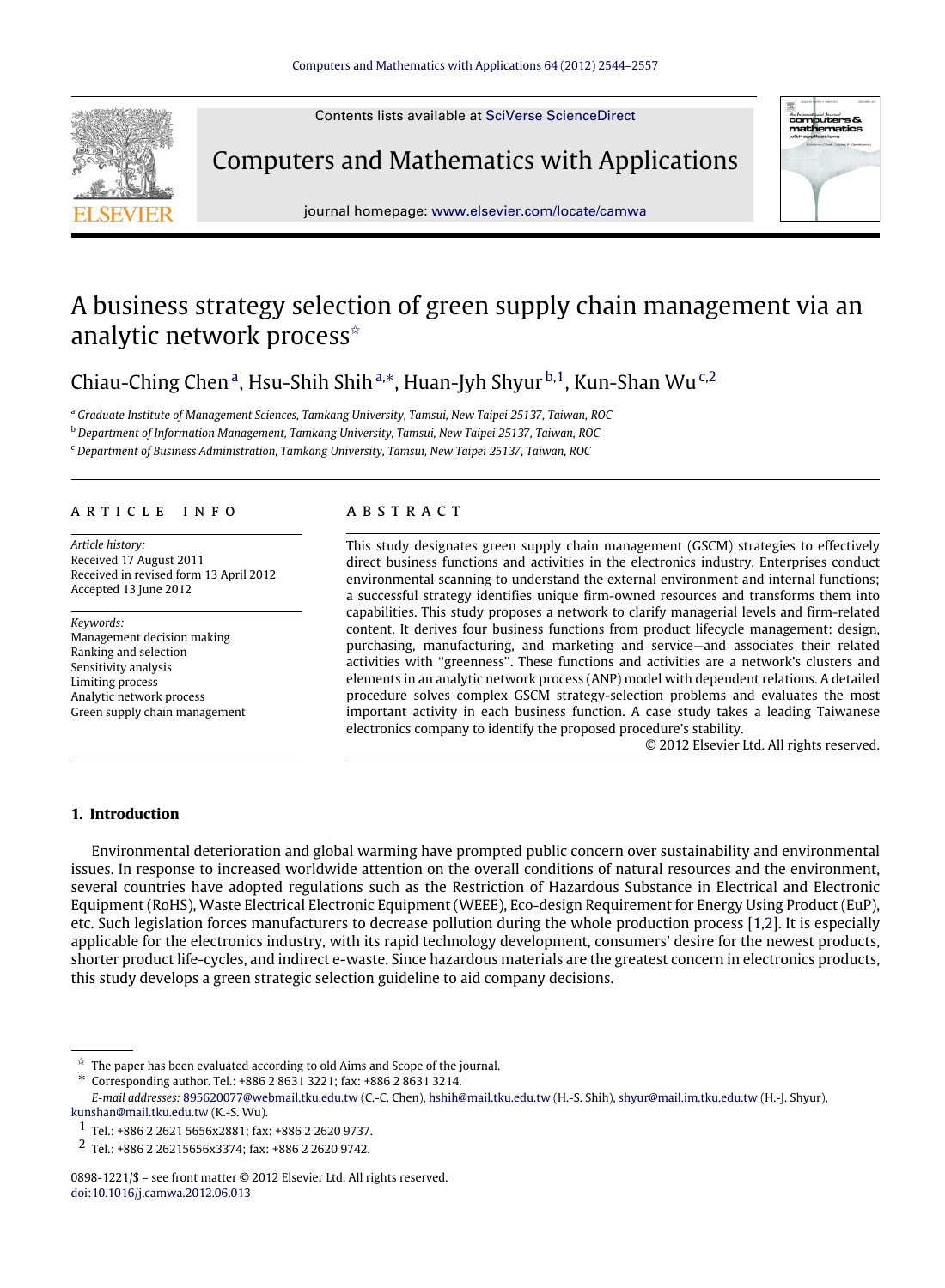# A business strategy selection of green supply chain management via an analytic network process ☆

Chiau-Ching Chen [a], Hsu-Shih Shih [a,*], Huan-Jyh Shyur [b,1], Kun-Shan Wu [c,2]

[a] Graduate Institute of Management Sciences, Tamkang University, Tamsui, New Taipei 25137, Taiwan, ROC

[b] Department of Information Management, Tamkang University, Tamsui, New Taipei 25137, Taiwan, ROC

[c] Department of Business Administration, Tamkang University, Tamsui, New Taipei 25137, Taiwan, ROC

## ARTICLE INFO

*Article history:*
Received 17 August 2011
Received in revised form 13 April 2012
Accepted 13 June 2012

*Keywords:*
Management decision making
Ranking and selection
Sensitivity analysis
Limiting process
Analytic network process
Green supply chain management

## ABSTRACT

This study designates green supply chain management (GSCM) strategies to effectively direct business functions and activities in the electronics industry. Enterprises conduct environmental scanning to understand the external environment and internal functions; a successful strategy identifies unique firm-owned resources and transforms them into capabilities. This study proposes a network to clarify managerial levels and firm-related content. It derives four business functions from product lifecycle management: design, purchasing, manufacturing, and marketing and service—and associates their related activities with "greenness". These functions and activities are a network's clusters and elements in an analytic network process (ANP) model with dependent relations. A detailed procedure solves complex GSCM strategy-selection problems and evaluates the most important activity in each business function. A case study takes a leading Taiwanese electronics company to identify the proposed procedure's stability.

© 2012 Elsevier Ltd. All rights reserved.

## 1. Introduction

Environmental deterioration and global warming have prompted public concern over sustainability and environmental issues. In response to increased worldwide attention on the overall conditions of natural resources and the environment, several countries have adopted regulations such as the Restriction of Hazardous Substance in Electrical and Electronic Equipment (RoHS), Waste Electrical Electronic Equipment (WEEE), Eco-design Requirement for Energy Using Product (EuP), etc. Such legislation forces manufacturers to decrease pollution during the whole production process [1,2]. It is especially applicable for the electronics industry, with its rapid technology development, consumers' desire for the newest products, shorter product life-cycles, and indirect e-waste. Since hazardous materials are the greatest concern in electronics products, this study develops a green strategic selection guideline to aid company decisions.

---

☆ The paper has been evaluated according to old Aims and Scope of the journal.

* Corresponding author. Tel.: +886 2 8631 3221; fax: +886 2 8631 3214.
*E-mail addresses:* 895620077@webmail.tku.edu.tw (C.-C. Chen), hshih@mail.tku.edu.tw (H.-S. Shih), shyur@mail.im.tku.edu.tw (H.-J. Shyur), kunshan@mail.tku.edu.tw (K.-S. Wu).

1 Tel.: +886 2 2621 5656x2881; fax: +886 2 2620 9737.

2 Tel.: +886 2 26215656x3374; fax: +886 2 2620 9742.

0898-1221/$ – see front matter © 2012 Elsevier Ltd. All rights reserved.
doi:10.1016/j.camwa.2012.06.013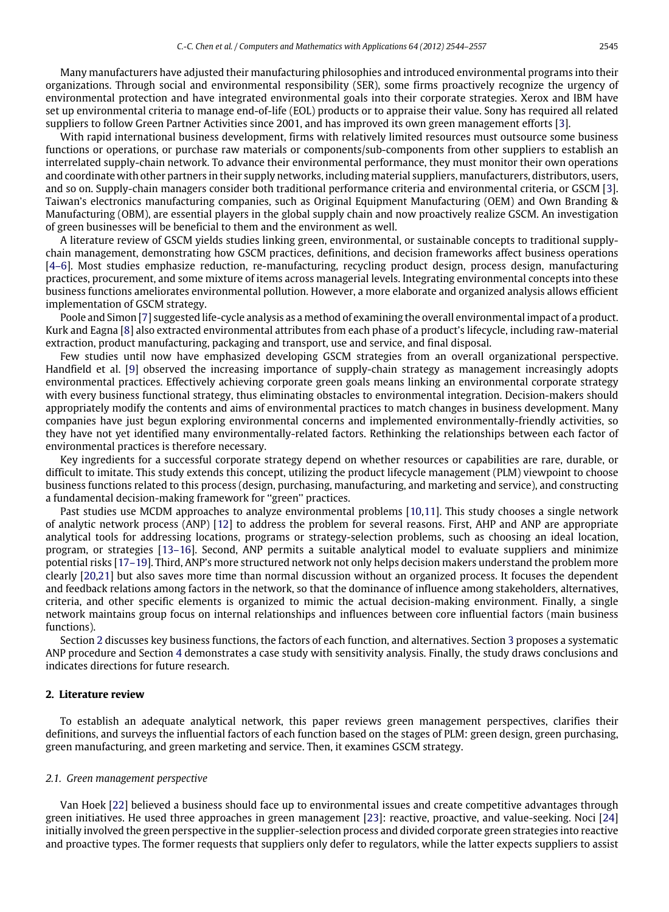Many manufacturers have adjusted their manufacturing philosophies and introduced environmental programs into their organizations. Through social and environmental responsibility (SER), some firms proactively recognize the urgency of environmental protection and have integrated environmental goals into their corporate strategies. Xerox and IBM have set up environmental criteria to manage end-of-life (EOL) products or to appraise their value. Sony has required all related suppliers to follow Green Partner Activities since 2001, and has improved its own green management efforts [3].

With rapid international business development, firms with relatively limited resources must outsource some business functions or operations, or purchase raw materials or components/sub-components from other suppliers to establish an interrelated supply-chain network. To advance their environmental performance, they must monitor their own operations and coordinate with other partners in their supply networks, including material suppliers, manufacturers, distributors, users, and so on. Supply-chain managers consider both traditional performance criteria and environmental criteria, or GSCM [3]. Taiwan's electronics manufacturing companies, such as Original Equipment Manufacturing (OEM) and Own Branding & Manufacturing (OBM), are essential players in the global supply chain and now proactively realize GSCM. An investigation of green businesses will be beneficial to them and the environment as well.

A literature review of GSCM yields studies linking green, environmental, or sustainable concepts to traditional supply-chain management, demonstrating how GSCM practices, definitions, and decision frameworks affect business operations [4–6]. Most studies emphasize reduction, re-manufacturing, recycling product design, process design, manufacturing practices, procurement, and some mixture of items across managerial levels. Integrating environmental concepts into these business functions ameliorates environmental pollution. However, a more elaborate and organized analysis allows efficient implementation of GSCM strategy.

Poole and Simon [7] suggested life-cycle analysis as a method of examining the overall environmental impact of a product. Kurk and Eagna [8] also extracted environmental attributes from each phase of a product's lifecycle, including raw-material extraction, product manufacturing, packaging and transport, use and service, and final disposal.

Few studies until now have emphasized developing GSCM strategies from an overall organizational perspective. Handfield et al. [9] observed the increasing importance of supply-chain strategy as management increasingly adopts environmental practices. Effectively achieving corporate green goals means linking an environmental corporate strategy with every business functional strategy, thus eliminating obstacles to environmental integration. Decision-makers should appropriately modify the contents and aims of environmental practices to match changes in business development. Many companies have just begun exploring environmental concerns and implemented environmentally-friendly activities, so they have not yet identified many environmentally-related factors. Rethinking the relationships between each factor of environmental practices is therefore necessary.

Key ingredients for a successful corporate strategy depend on whether resources or capabilities are rare, durable, or difficult to imitate. This study extends this concept, utilizing the product lifecycle management (PLM) viewpoint to choose business functions related to this process (design, purchasing, manufacturing, and marketing and service), and constructing a fundamental decision-making framework for ''green'' practices.

Past studies use MCDM approaches to analyze environmental problems [10,11]. This study chooses a single network of analytic network process (ANP) [12] to address the problem for several reasons. First, AHP and ANP are appropriate analytical tools for addressing locations, programs or strategy-selection problems, such as choosing an ideal location, program, or strategies [13–16]. Second, ANP permits a suitable analytical model to evaluate suppliers and minimize potential risks [17–19]. Third, ANP's more structured network not only helps decision makers understand the problem more clearly [20,21] but also saves more time than normal discussion without an organized process. It focuses the dependent and feedback relations among factors in the network, so that the dominance of influence among stakeholders, alternatives, criteria, and other specific elements is organized to mimic the actual decision-making environment. Finally, a single network maintains group focus on internal relationships and influences between core influential factors (main business functions).

Section 2 discusses key business functions, the factors of each function, and alternatives. Section 3 proposes a systematic ANP procedure and Section 4 demonstrates a case study with sensitivity analysis. Finally, the study draws conclusions and indicates directions for future research.

## 2. Literature review

To establish an adequate analytical network, this paper reviews green management perspectives, clarifies their definitions, and surveys the influential factors of each function based on the stages of PLM: green design, green purchasing, green manufacturing, and green marketing and service. Then, it examines GSCM strategy.

### *2.1. Green management perspective*

Van Hoek [22] believed a business should face up to environmental issues and create competitive advantages through green initiatives. He used three approaches in green management [23]: reactive, proactive, and value-seeking. Noci [24] initially involved the green perspective in the supplier-selection process and divided corporate green strategies into reactive and proactive types. The former requests that suppliers only defer to regulators, while the latter expects suppliers to assist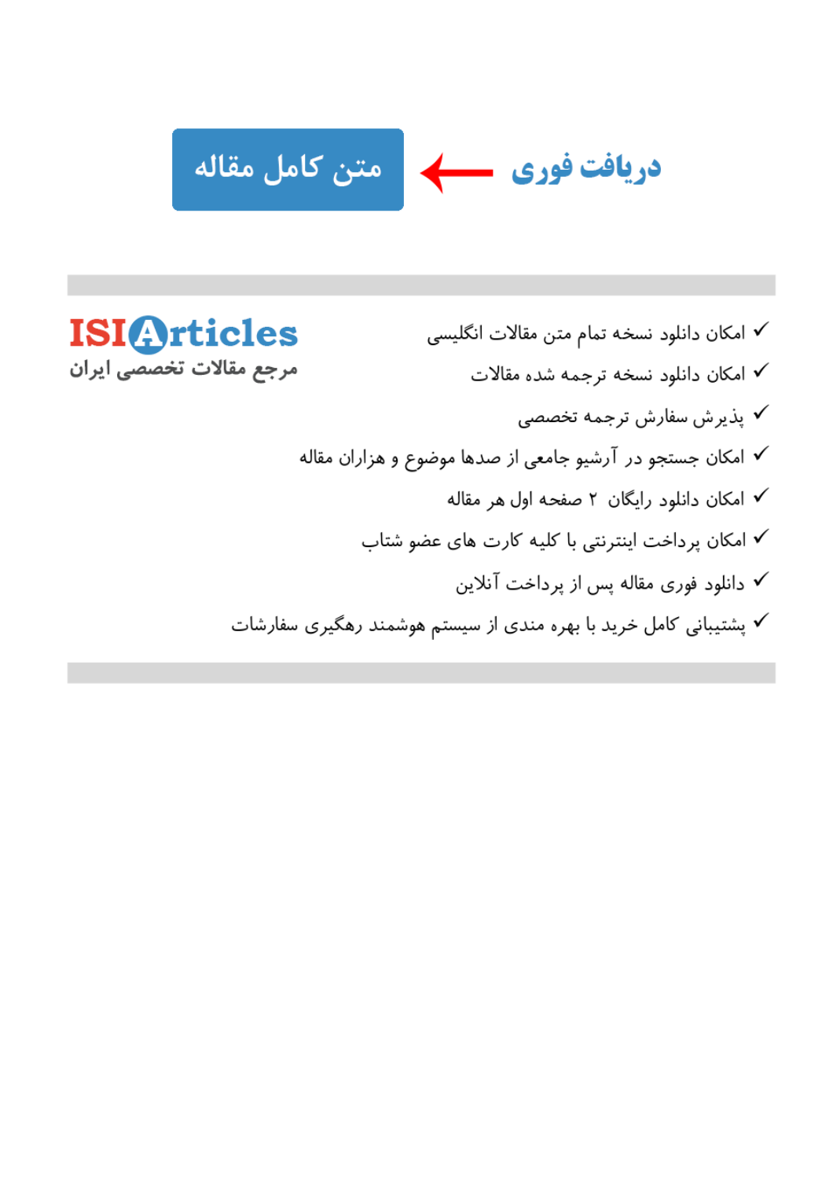دریافت فوری ← **متن کامل مقاله**

**ISIArticles**
مرجع مقالات تخصصی ایران

- ✓ امکان دانلود نسخه تمام متن مقالات انگلیسی
- ✓ امکان دانلود نسخه ترجمه شده مقالات
- ✓ پذیرش سفارش ترجمه تخصصی
- ✓ امکان جستجو در آرشیو جامعی از صدها موضوع و هزاران مقاله
- ✓ امکان دانلود رایگان ۲ صفحه اول هر مقاله
- ✓ امکان پرداخت اینترنتی با کلیه کارت های عضو شتاب
- ✓ دانلود فوری مقاله پس از پرداخت آنلاین
- ✓ پشتیبانی کامل خرید با بهره مندی از سیستم هوشمند رهگیری سفارشات